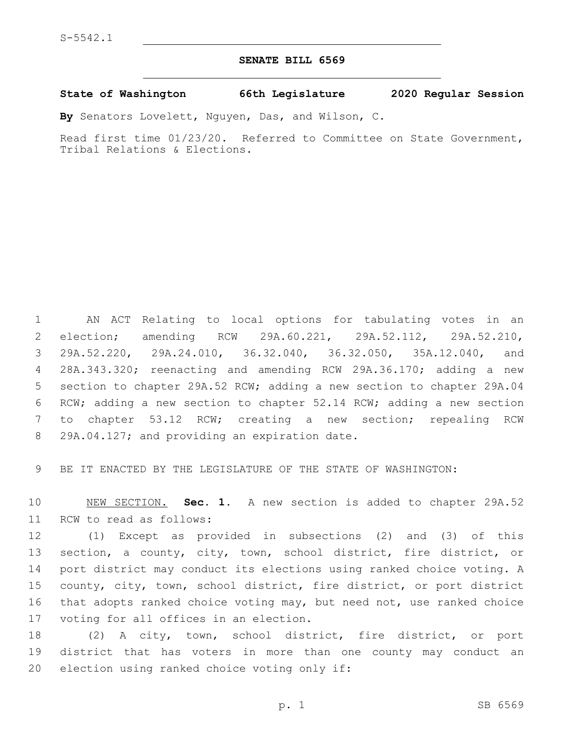S-5542.1

# SENATE BILL 6569

**State of Washington 66th Legislature 2020 Regular Session**

**By** Senators Lovelett, Nguyen, Das, and Wilson, C.

Read first time 01/23/20. Referred to Committee on State Government, Tribal Relations & Elections.

AN ACT Relating to local options for tabulating votes in an election; amending RCW 29A.60.221, 29A.52.112, 29A.52.210, 29A.52.220, 29A.24.010, 36.32.040, 36.32.050, 35A.12.040, and 28A.343.320; reenacting and amending RCW 29A.36.170; adding a new section to chapter 29A.52 RCW; adding a new section to chapter 29A.04 RCW; adding a new section to chapter 52.14 RCW; adding a new section to chapter 53.12 RCW; creating a new section; repealing RCW 29A.04.127; and providing an expiration date.

BE IT ENACTED BY THE LEGISLATURE OF THE STATE OF WASHINGTON:

NEW SECTION. **Sec. 1.** A new section is added to chapter 29A.52 RCW to read as follows:

(1) Except as provided in subsections (2) and (3) of this section, a county, city, town, school district, fire district, or port district may conduct its elections using ranked choice voting. A county, city, town, school district, fire district, or port district that adopts ranked choice voting may, but need not, use ranked choice voting for all offices in an election.

(2) A city, town, school district, fire district, or port district that has voters in more than one county may conduct an election using ranked choice voting only if: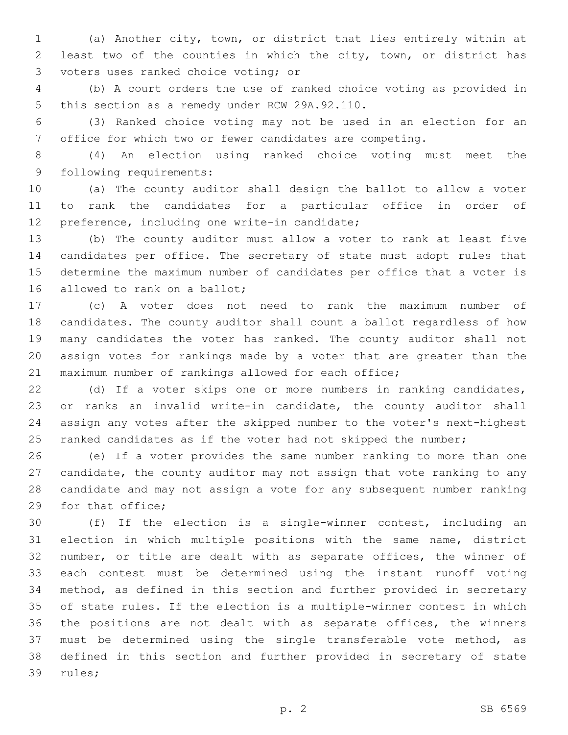(a) Another city, town, or district that lies entirely within at least two of the counties in which the city, town, or district has voters uses ranked choice voting; or

(b) A court orders the use of ranked choice voting as provided in this section as a remedy under RCW 29A.92.110.

(3) Ranked choice voting may not be used in an election for an office for which two or fewer candidates are competing.

(4) An election using ranked choice voting must meet the following requirements:

(a) The county auditor shall design the ballot to allow a voter to rank the candidates for a particular office in order of preference, including one write-in candidate;

(b) The county auditor must allow a voter to rank at least five candidates per office. The secretary of state must adopt rules that determine the maximum number of candidates per office that a voter is allowed to rank on a ballot;

(c) A voter does not need to rank the maximum number of candidates. The county auditor shall count a ballot regardless of how many candidates the voter has ranked. The county auditor shall not assign votes for rankings made by a voter that are greater than the maximum number of rankings allowed for each office;

(d) If a voter skips one or more numbers in ranking candidates, or ranks an invalid write-in candidate, the county auditor shall assign any votes after the skipped number to the voter's next-highest ranked candidates as if the voter had not skipped the number;

(e) If a voter provides the same number ranking to more than one candidate, the county auditor may not assign that vote ranking to any candidate and may not assign a vote for any subsequent number ranking for that office;

(f) If the election is a single-winner contest, including an election in which multiple positions with the same name, district number, or title are dealt with as separate offices, the winner of each contest must be determined using the instant runoff voting method, as defined in this section and further provided in secretary of state rules. If the election is a multiple-winner contest in which the positions are not dealt with as separate offices, the winners must be determined using the single transferable vote method, as defined in this section and further provided in secretary of state rules;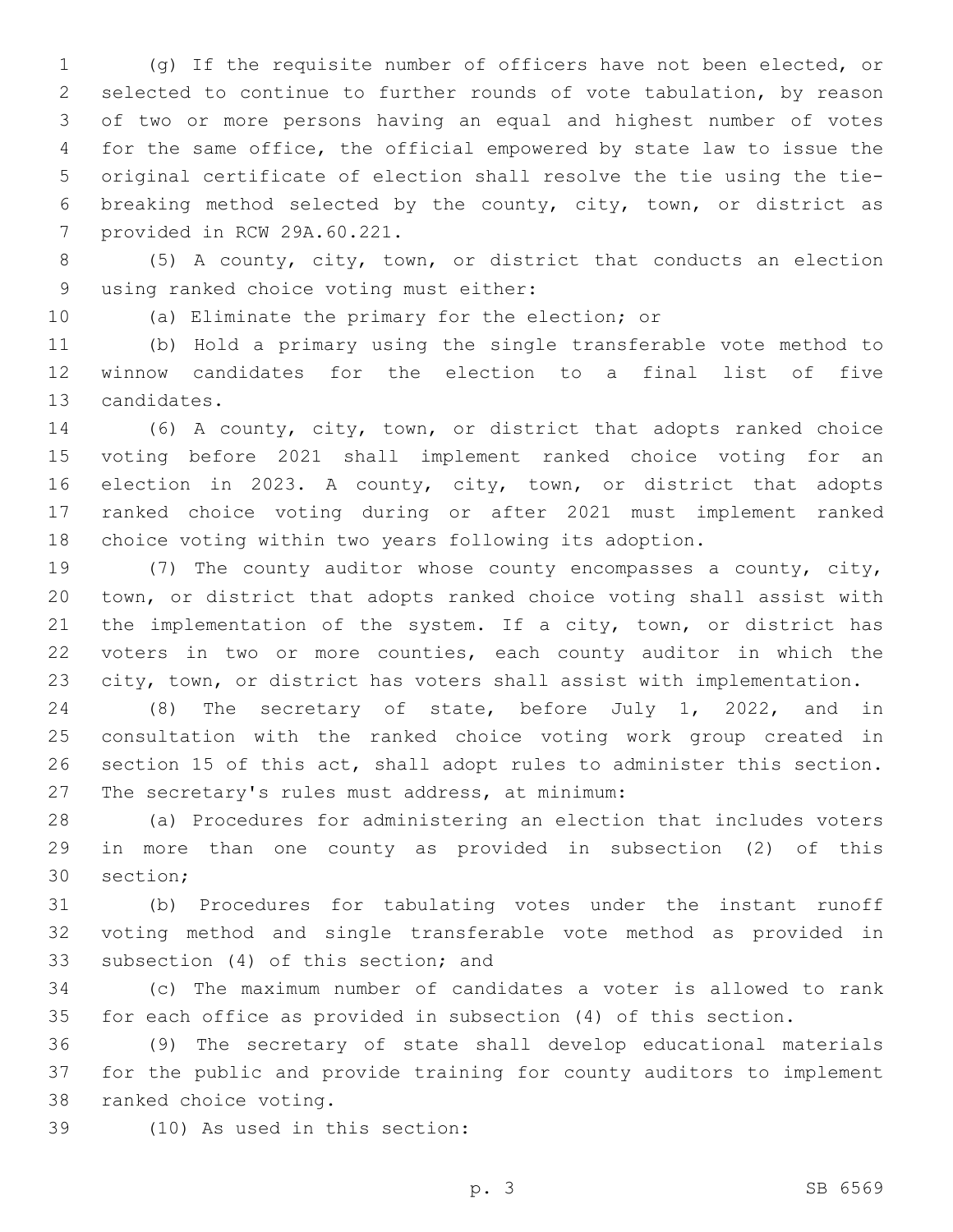(g) If the requisite number of officers have not been elected, or selected to continue to further rounds of vote tabulation, by reason of two or more persons having an equal and highest number of votes for the same office, the official empowered by state law to issue the original certificate of election shall resolve the tie using the tie-breaking method selected by the county, city, town, or district as provided in RCW 29A.60.221.

(5) A county, city, town, or district that conducts an election using ranked choice voting must either:

(a) Eliminate the primary for the election; or

(b) Hold a primary using the single transferable vote method to winnow candidates for the election to a final list of five candidates.

(6) A county, city, town, or district that adopts ranked choice voting before 2021 shall implement ranked choice voting for an election in 2023. A county, city, town, or district that adopts ranked choice voting during or after 2021 must implement ranked choice voting within two years following its adoption.

(7) The county auditor whose county encompasses a county, city, town, or district that adopts ranked choice voting shall assist with the implementation of the system. If a city, town, or district has voters in two or more counties, each county auditor in which the city, town, or district has voters shall assist with implementation.

(8) The secretary of state, before July 1, 2022, and in consultation with the ranked choice voting work group created in section 15 of this act, shall adopt rules to administer this section. The secretary's rules must address, at minimum:

(a) Procedures for administering an election that includes voters in more than one county as provided in subsection (2) of this section;

(b) Procedures for tabulating votes under the instant runoff voting method and single transferable vote method as provided in subsection (4) of this section; and

(c) The maximum number of candidates a voter is allowed to rank for each office as provided in subsection (4) of this section.

(9) The secretary of state shall develop educational materials for the public and provide training for county auditors to implement ranked choice voting.

(10) As used in this section: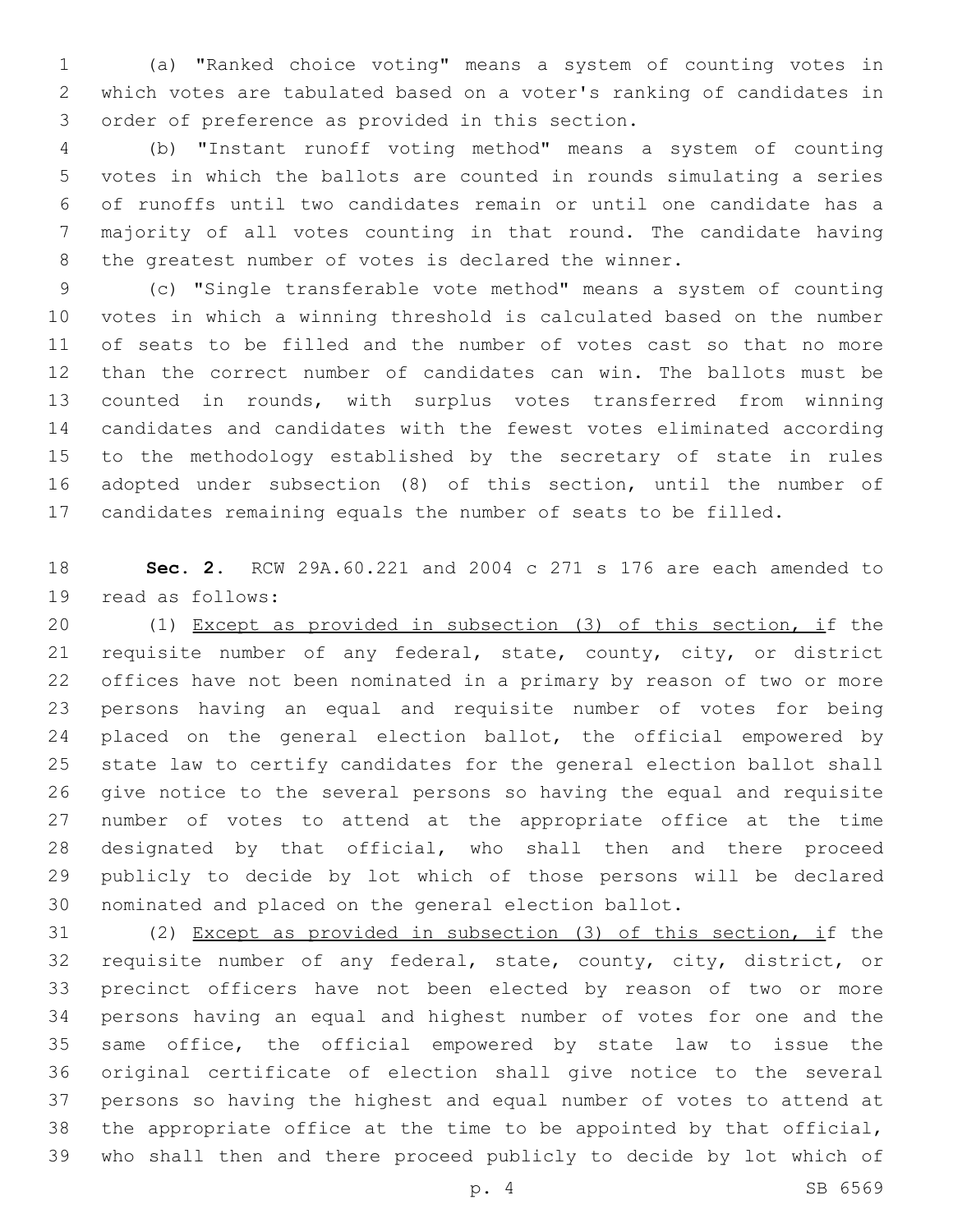(a) "Ranked choice voting" means a system of counting votes in which votes are tabulated based on a voter's ranking of candidates in order of preference as provided in this section.

(b) "Instant runoff voting method" means a system of counting votes in which the ballots are counted in rounds simulating a series of runoffs until two candidates remain or until one candidate has a majority of all votes counting in that round. The candidate having the greatest number of votes is declared the winner.

(c) "Single transferable vote method" means a system of counting votes in which a winning threshold is calculated based on the number of seats to be filled and the number of votes cast so that no more than the correct number of candidates can win. The ballots must be counted in rounds, with surplus votes transferred from winning candidates and candidates with the fewest votes eliminated according to the methodology established by the secretary of state in rules adopted under subsection (8) of this section, until the number of candidates remaining equals the number of seats to be filled.

**Sec. 2.** RCW 29A.60.221 and 2004 c 271 s 176 are each amended to read as follows:

(1) Except as provided in subsection (3) of this section, if the requisite number of any federal, state, county, city, or district offices have not been nominated in a primary by reason of two or more persons having an equal and requisite number of votes for being placed on the general election ballot, the official empowered by state law to certify candidates for the general election ballot shall give notice to the several persons so having the equal and requisite number of votes to attend at the appropriate office at the time designated by that official, who shall then and there proceed publicly to decide by lot which of those persons will be declared nominated and placed on the general election ballot.

(2) Except as provided in subsection (3) of this section, if the requisite number of any federal, state, county, city, district, or precinct officers have not been elected by reason of two or more persons having an equal and highest number of votes for one and the same office, the official empowered by state law to issue the original certificate of election shall give notice to the several persons so having the highest and equal number of votes to attend at the appropriate office at the time to be appointed by that official, who shall then and there proceed publicly to decide by lot which of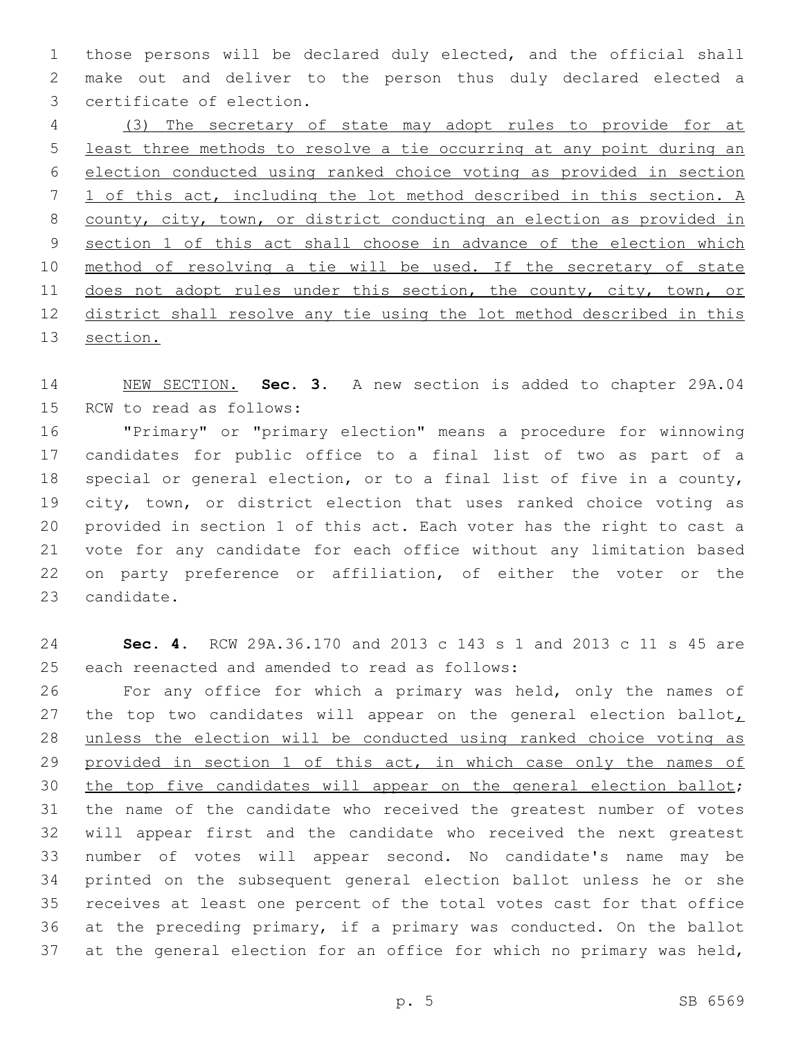those persons will be declared duly elected, and the official shall make out and deliver to the person thus duly declared elected a certificate of election.

(3) The secretary of state may adopt rules to provide for at least three methods to resolve a tie occurring at any point during an election conducted using ranked choice voting as provided in section 1 of this act, including the lot method described in this section. A county, city, town, or district conducting an election as provided in section 1 of this act shall choose in advance of the election which method of resolving a tie will be used. If the secretary of state does not adopt rules under this section, the county, city, town, or district shall resolve any tie using the lot method described in this section.

NEW SECTION. **Sec. 3.** A new section is added to chapter 29A.04 RCW to read as follows:

"Primary" or "primary election" means a procedure for winnowing candidates for public office to a final list of two as part of a special or general election, or to a final list of five in a county, city, town, or district election that uses ranked choice voting as provided in section 1 of this act. Each voter has the right to cast a vote for any candidate for each office without any limitation based on party preference or affiliation, of either the voter or the candidate.

**Sec. 4.** RCW 29A.36.170 and 2013 c 143 s 1 and 2013 c 11 s 45 are each reenacted and amended to read as follows:

For any office for which a primary was held, only the names of the top two candidates will appear on the general election ballot, unless the election will be conducted using ranked choice voting as provided in section 1 of this act, in which case only the names of the top five candidates will appear on the general election ballot; the name of the candidate who received the greatest number of votes will appear first and the candidate who received the next greatest number of votes will appear second. No candidate's name may be printed on the subsequent general election ballot unless he or she receives at least one percent of the total votes cast for that office at the preceding primary, if a primary was conducted. On the ballot at the general election for an office for which no primary was held,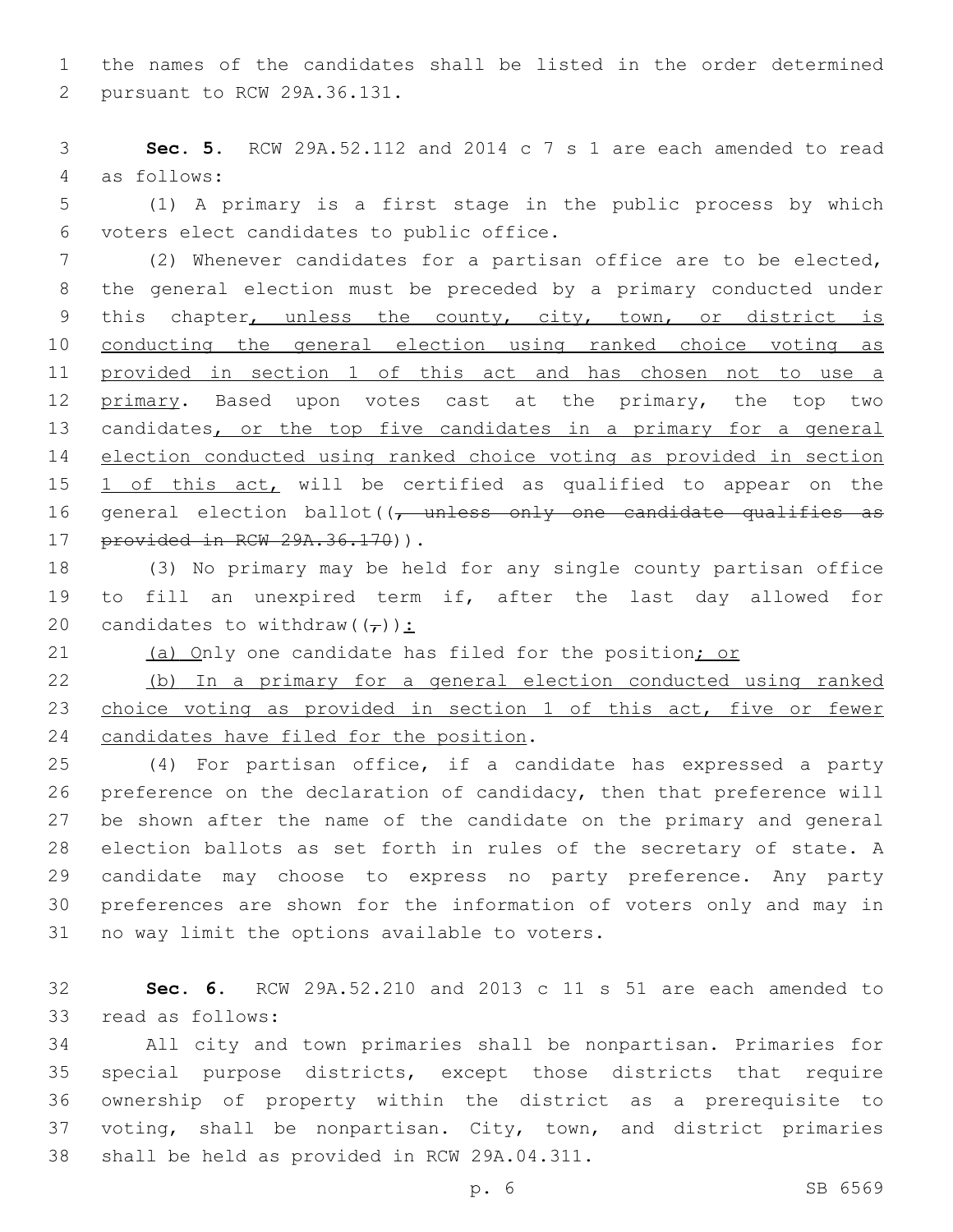the names of the candidates shall be listed in the order determined pursuant to RCW 29A.36.131.

**Sec. 5.** RCW 29A.52.112 and 2014 c 7 s 1 are each amended to read as follows:

(1) A primary is a first stage in the public process by which voters elect candidates to public office.

(2) Whenever candidates for a partisan office are to be elected, the general election must be preceded by a primary conducted under this chapter, unless the county, city, town, or district is conducting the general election using ranked choice voting as provided in section 1 of this act and has chosen not to use a primary. Based upon votes cast at the primary, the top two candidates, or the top five candidates in a primary for a general election conducted using ranked choice voting as provided in section 1 of this act, will be certified as qualified to appear on the general election ballot((, unless only one candidate qualifies as provided in RCW 29A.36.170)).

(3) No primary may be held for any single county partisan office to fill an unexpired term if, after the last day allowed for candidates to withdraw((,)):

(a) Only one candidate has filed for the position; or

(b) In a primary for a general election conducted using ranked choice voting as provided in section 1 of this act, five or fewer candidates have filed for the position.

(4) For partisan office, if a candidate has expressed a party preference on the declaration of candidacy, then that preference will be shown after the name of the candidate on the primary and general election ballots as set forth in rules of the secretary of state. A candidate may choose to express no party preference. Any party preferences are shown for the information of voters only and may in no way limit the options available to voters.

**Sec. 6.** RCW 29A.52.210 and 2013 c 11 s 51 are each amended to read as follows:

All city and town primaries shall be nonpartisan. Primaries for special purpose districts, except those districts that require ownership of property within the district as a prerequisite to voting, shall be nonpartisan. City, town, and district primaries shall be held as provided in RCW 29A.04.311.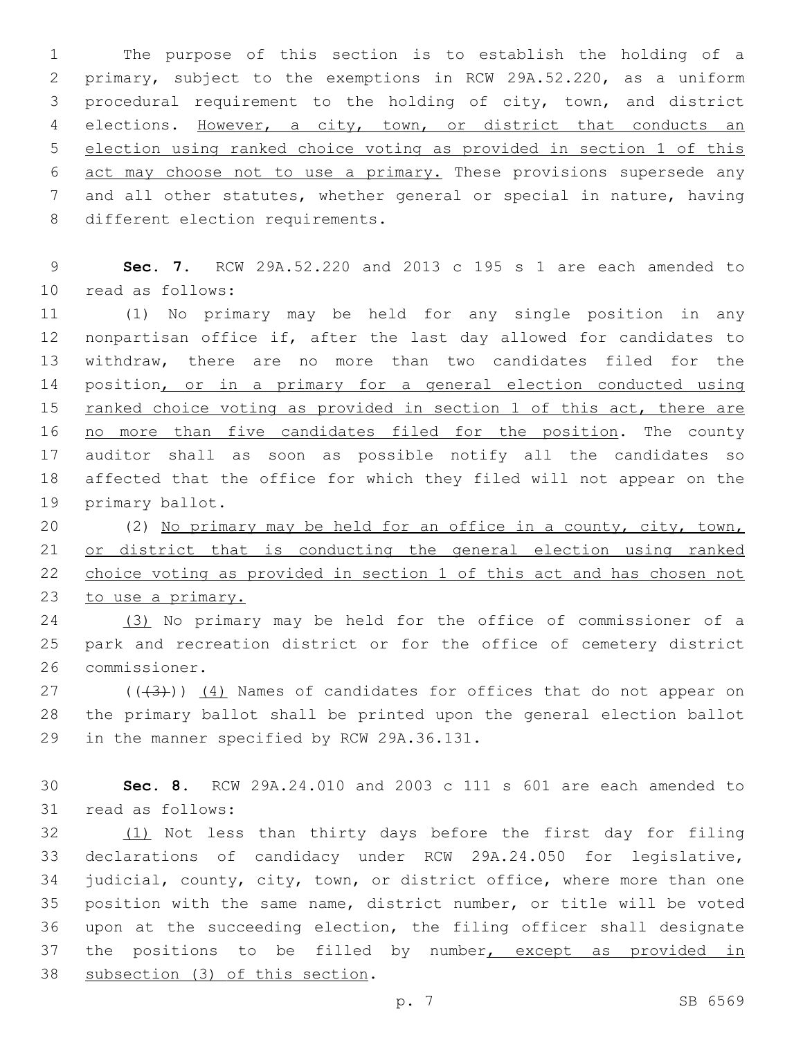The purpose of this section is to establish the holding of a primary, subject to the exemptions in RCW 29A.52.220, as a uniform procedural requirement to the holding of city, town, and district elections. However, a city, town, or district that conducts an election using ranked choice voting as provided in section 1 of this act may choose not to use a primary. These provisions supersede any and all other statutes, whether general or special in nature, having different election requirements.

**Sec. 7.** RCW 29A.52.220 and 2013 c 195 s 1 are each amended to read as follows:

(1) No primary may be held for any single position in any nonpartisan office if, after the last day allowed for candidates to withdraw, there are no more than two candidates filed for the position, or in a primary for a general election conducted using ranked choice voting as provided in section 1 of this act, there are no more than five candidates filed for the position. The county auditor shall as soon as possible notify all the candidates so affected that the office for which they filed will not appear on the primary ballot.

(2) No primary may be held for an office in a county, city, town, or district that is conducting the general election using ranked choice voting as provided in section 1 of this act and has chosen not to use a primary.

(3) No primary may be held for the office of commissioner of a park and recreation district or for the office of cemetery district commissioner.

(((3))) (4) Names of candidates for offices that do not appear on the primary ballot shall be printed upon the general election ballot in the manner specified by RCW 29A.36.131.

**Sec. 8.** RCW 29A.24.010 and 2003 c 111 s 601 are each amended to read as follows:

(1) Not less than thirty days before the first day for filing declarations of candidacy under RCW 29A.24.050 for legislative, judicial, county, city, town, or district office, where more than one position with the same name, district number, or title will be voted upon at the succeeding election, the filing officer shall designate the positions to be filled by number, except as provided in subsection (3) of this section.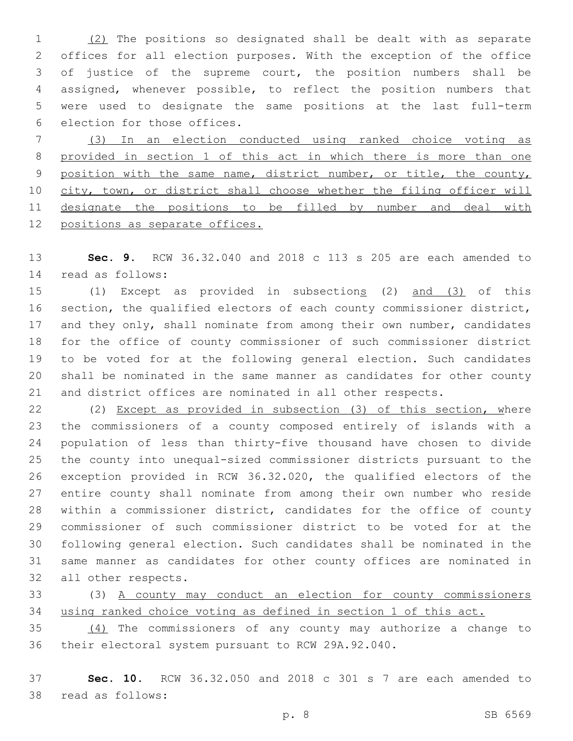(2) The positions so designated shall be dealt with as separate offices for all election purposes. With the exception of the office of justice of the supreme court, the position numbers shall be assigned, whenever possible, to reflect the position numbers that were used to designate the same positions at the last full-term election for those offices.

(3) In an election conducted using ranked choice voting as provided in section 1 of this act in which there is more than one position with the same name, district number, or title, the county, city, town, or district shall choose whether the filing officer will designate the positions to be filled by number and deal with positions as separate offices.

**Sec. 9.** RCW 36.32.040 and 2018 c 113 s 205 are each amended to read as follows:

(1) Except as provided in subsections (2) and (3) of this section, the qualified electors of each county commissioner district, and they only, shall nominate from among their own number, candidates for the office of county commissioner of such commissioner district to be voted for at the following general election. Such candidates shall be nominated in the same manner as candidates for other county and district offices are nominated in all other respects.

(2) Except as provided in subsection (3) of this section, where the commissioners of a county composed entirely of islands with a population of less than thirty-five thousand have chosen to divide the county into unequal-sized commissioner districts pursuant to the exception provided in RCW 36.32.020, the qualified electors of the entire county shall nominate from among their own number who reside within a commissioner district, candidates for the office of county commissioner of such commissioner district to be voted for at the following general election. Such candidates shall be nominated in the same manner as candidates for other county offices are nominated in all other respects.

(3) A county may conduct an election for county commissioners using ranked choice voting as defined in section 1 of this act.

(4) The commissioners of any county may authorize a change to their electoral system pursuant to RCW 29A.92.040.

**Sec. 10.** RCW 36.32.050 and 2018 c 301 s 7 are each amended to read as follows: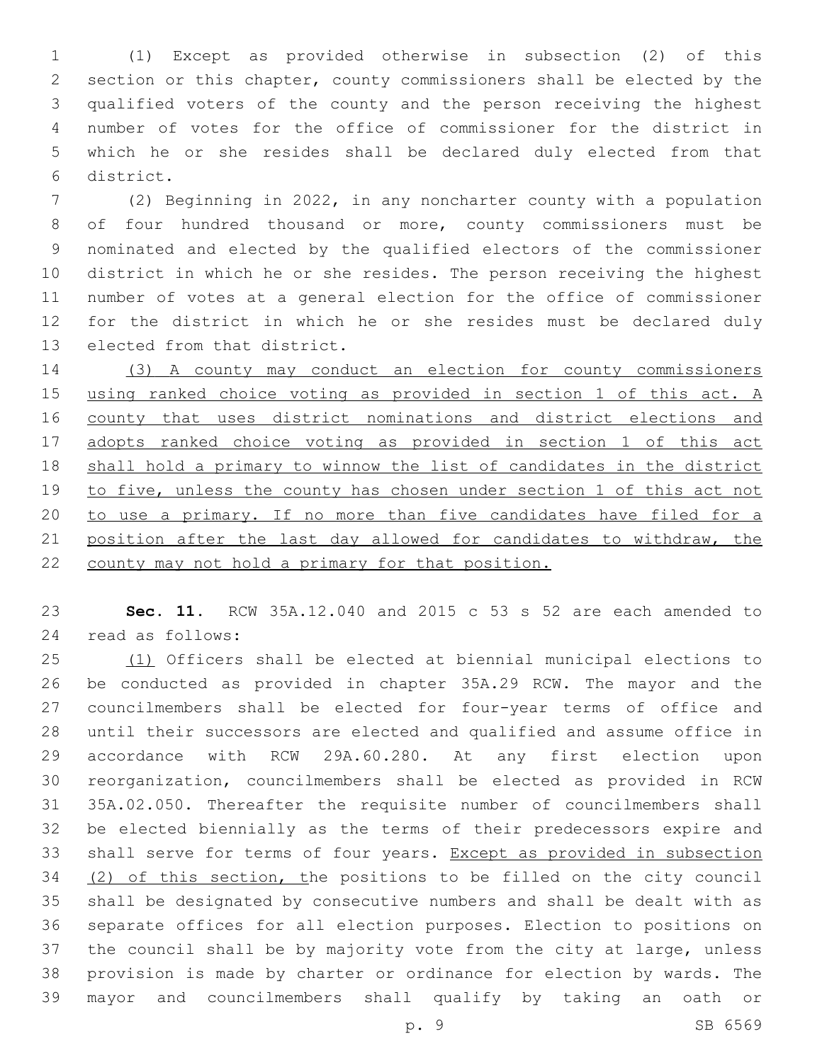(1) Except as provided otherwise in subsection (2) of this section or this chapter, county commissioners shall be elected by the qualified voters of the county and the person receiving the highest number of votes for the office of commissioner for the district in which he or she resides shall be declared duly elected from that district.

(2) Beginning in 2022, in any noncharter county with a population of four hundred thousand or more, county commissioners must be nominated and elected by the qualified electors of the commissioner district in which he or she resides. The person receiving the highest number of votes at a general election for the office of commissioner for the district in which he or she resides must be declared duly elected from that district.

<u>(3) A county may conduct an election for county commissioners using ranked choice voting as provided in section 1 of this act. A county that uses district nominations and district elections and adopts ranked choice voting as provided in section 1 of this act shall hold a primary to winnow the list of candidates in the district to five, unless the county has chosen under section 1 of this act not to use a primary. If no more than five candidates have filed for a position after the last day allowed for candidates to withdraw, the county may not hold a primary for that position.</u>

**Sec. 11.** RCW 35A.12.040 and 2015 c 53 s 52 are each amended to read as follows:

<u>(1)</u> Officers shall be elected at biennial municipal elections to be conducted as provided in chapter 35A.29 RCW. The mayor and the councilmembers shall be elected for four-year terms of office and until their successors are elected and qualified and assume office in accordance with RCW 29A.60.280. At any first election upon reorganization, councilmembers shall be elected as provided in RCW 35A.02.050. Thereafter the requisite number of councilmembers shall be elected biennially as the terms of their predecessors expire and shall serve for terms of four years. <u>Except as provided in subsection (2) of this section, t</u>he positions to be filled on the city council shall be designated by consecutive numbers and shall be dealt with as separate offices for all election purposes. Election to positions on the council shall be by majority vote from the city at large, unless provision is made by charter or ordinance for election by wards. The mayor and councilmembers shall qualify by taking an oath or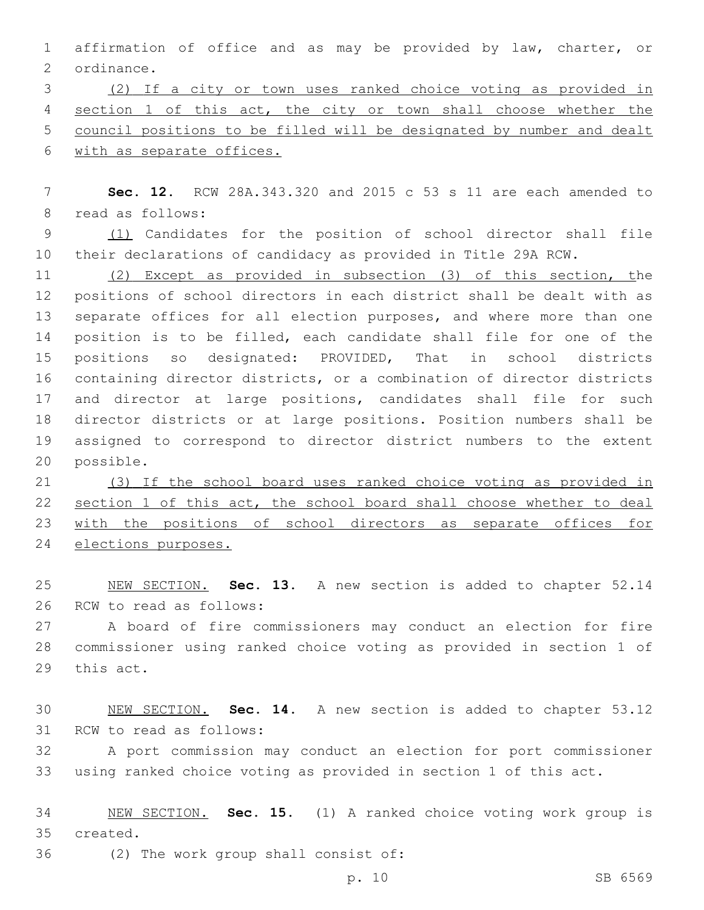affirmation of office and as may be provided by law, charter, or ordinance.

<u>(2) If a city or town uses ranked choice voting as provided in section 1 of this act, the city or town shall choose whether the council positions to be filled will be designated by number and dealt with as separate offices.</u>

**Sec. 12.** RCW 28A.343.320 and 2015 c 53 s 11 are each amended to read as follows:

<u>(1)</u> Candidates for the position of school director shall file their declarations of candidacy as provided in Title 29A RCW.

<u>(2) Except as provided in subsection (3) of this section, t</u>he positions of school directors in each district shall be dealt with as separate offices for all election purposes, and where more than one position is to be filled, each candidate shall file for one of the positions so designated: PROVIDED, That in school districts containing director districts, or a combination of director districts and director at large positions, candidates shall file for such director districts or at large positions. Position numbers shall be assigned to correspond to director district numbers to the extent possible.

<u>(3) If the school board uses ranked choice voting as provided in section 1 of this act, the school board shall choose whether to deal with the positions of school directors as separate offices for elections purposes.</u>

<u>NEW SECTION.</u> **Sec. 13.** A new section is added to chapter 52.14 RCW to read as follows:

A board of fire commissioners may conduct an election for fire commissioner using ranked choice voting as provided in section 1 of this act.

<u>NEW SECTION.</u> **Sec. 14.** A new section is added to chapter 53.12 RCW to read as follows:

A port commission may conduct an election for port commissioner using ranked choice voting as provided in section 1 of this act.

<u>NEW SECTION.</u> **Sec. 15.** (1) A ranked choice voting work group is created.

(2) The work group shall consist of: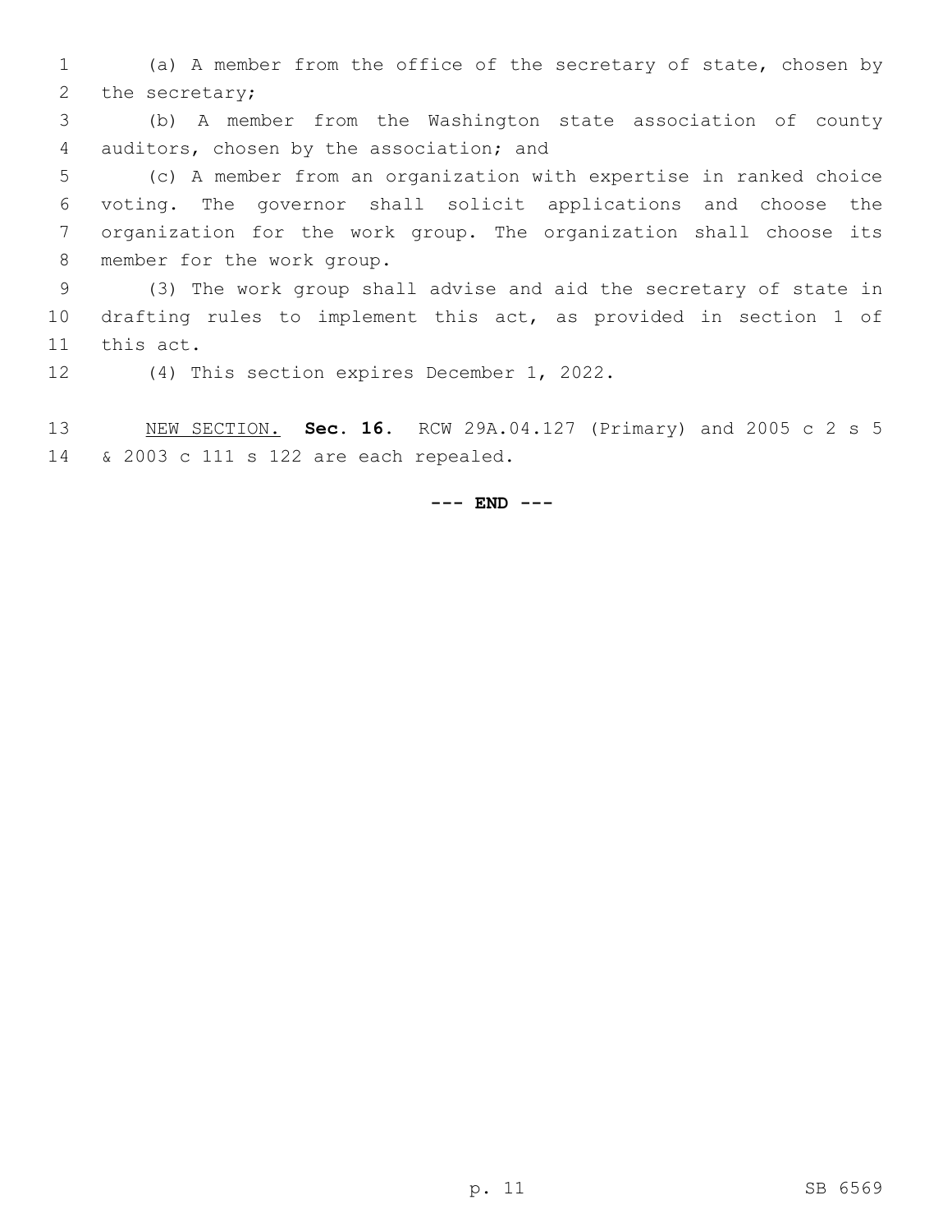(a) A member from the office of the secretary of state, chosen by the secretary;

(b) A member from the Washington state association of county auditors, chosen by the association; and

(c) A member from an organization with expertise in ranked choice voting. The governor shall solicit applications and choose the organization for the work group. The organization shall choose its member for the work group.

(3) The work group shall advise and aid the secretary of state in drafting rules to implement this act, as provided in section 1 of this act.

(4) This section expires December 1, 2022.

NEW SECTION. **Sec. 16.** RCW 29A.04.127 (Primary) and 2005 c 2 s 5 & 2003 c 111 s 122 are each repealed.

**--- END ---**